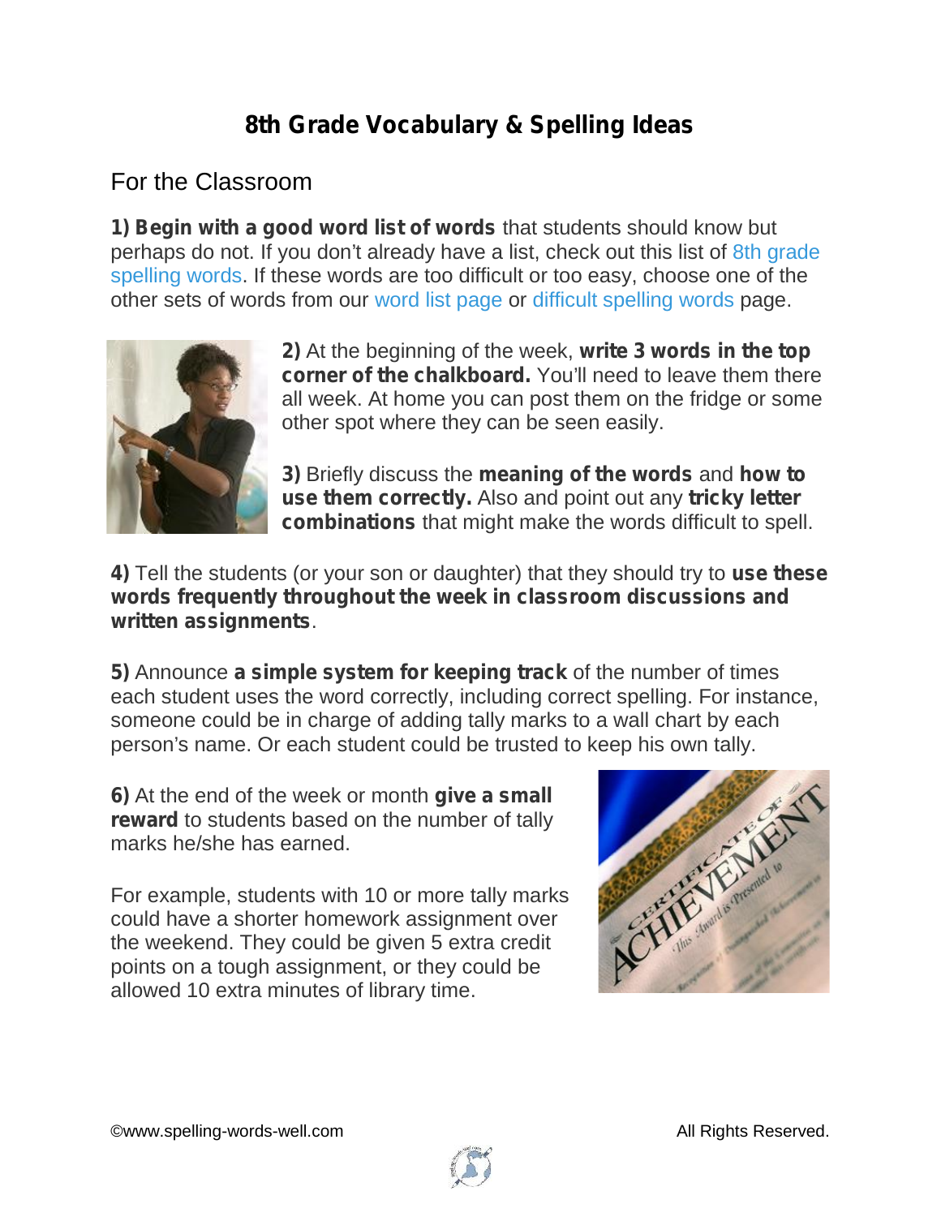# 8th Grade Vocabulary & Spelling Ideas

## For the Classroom

**1) Begin with a good word list of words** that students should know but perhaps do not. If you don't already have a list, check out this list of 8th grade spelling words. If these words are too difficult or too easy, choose one of the other sets of words from our word list page or difficult spelling words page.

**2)** At the beginning of the week, **write 3 words in the top corner of the chalkboard.** You'll need to leave them there all week. At home you can post them on the fridge or some other spot where they can be seen easily.

**3)** Briefly discuss the **meaning of the words** and **how to use them correctly.** Also and point out any **tricky letter combinations** that might make the words difficult to spell.

**4)** Tell the students (or your son or daughter) that they should try to **use these words frequently throughout the week in classroom discussions and written assignments**.

**5)** Announce **a simple system for keeping track** of the number of times each student uses the word correctly, including correct spelling. For instance, someone could be in charge of adding tally marks to a wall chart by each person's name. Or each student could be trusted to keep his own tally.

**6)** At the end of the week or month **give a small reward** to students based on the number of tally marks he/she has earned.

For example, students with 10 or more tally marks could have a shorter homework assignment over the weekend. They could be given 5 extra credit points on a tough assignment, or they could be allowed 10 extra minutes of library time.

©www.spelling-words-well.com All Rights Reserved.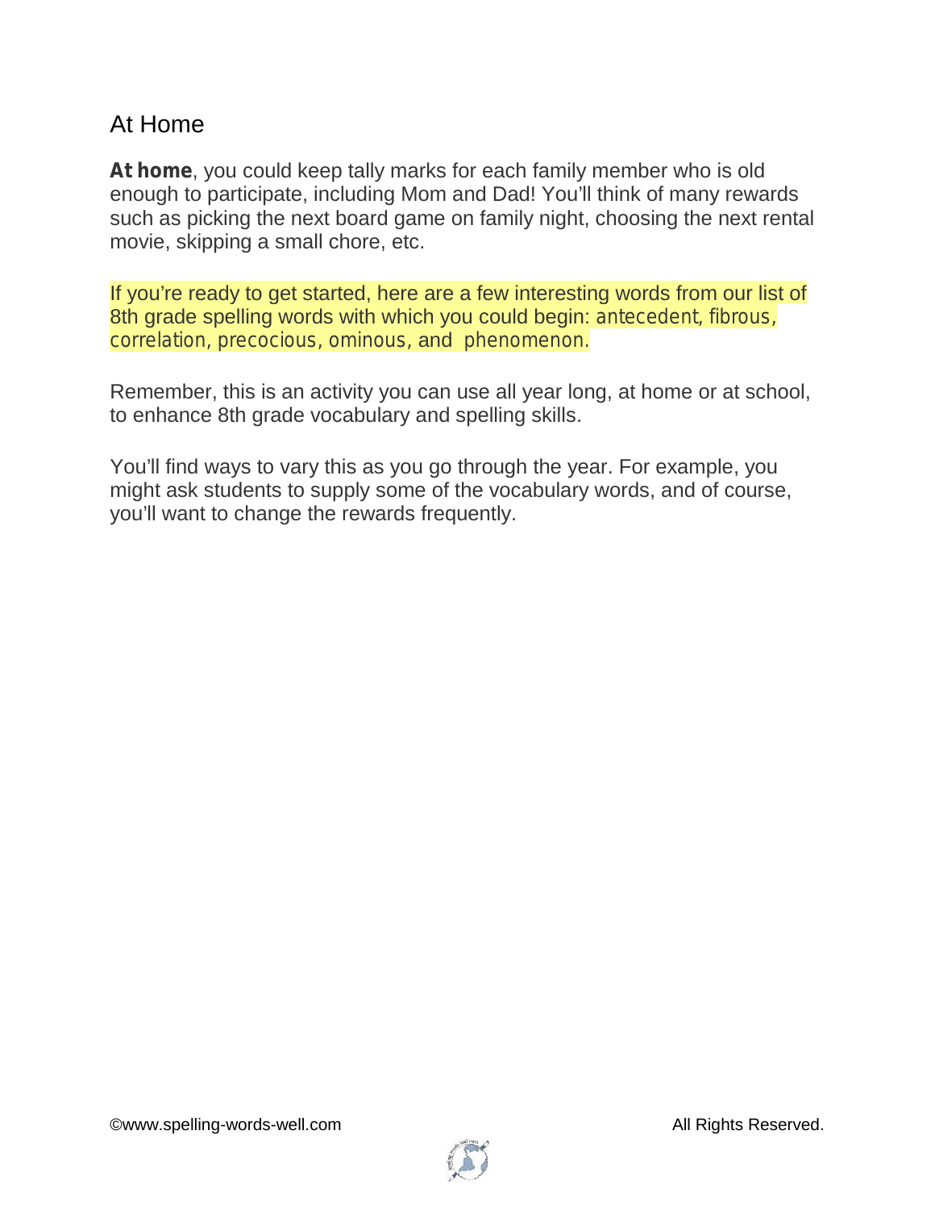## At Home

**At home**, you could keep tally marks for each family member who is old enough to participate, including Mom and Dad! You'll think of many rewards such as picking the next board game on family night, choosing the next rental movie, skipping a small chore, etc.

If you're ready to get started, here are a few interesting words from our list of 8th grade spelling words with which you could begin: antecedent, fibrous, correlation, precocious, ominous, and phenomenon.

Remember, this is an activity you can use all year long, at home or at school, to enhance 8th grade vocabulary and spelling skills.

You'll find ways to vary this as you go through the year. For example, you might ask students to supply some of the vocabulary words, and of course, you'll want to change the rewards frequently.

©www.spelling-words-well.com All Rights Reserved.